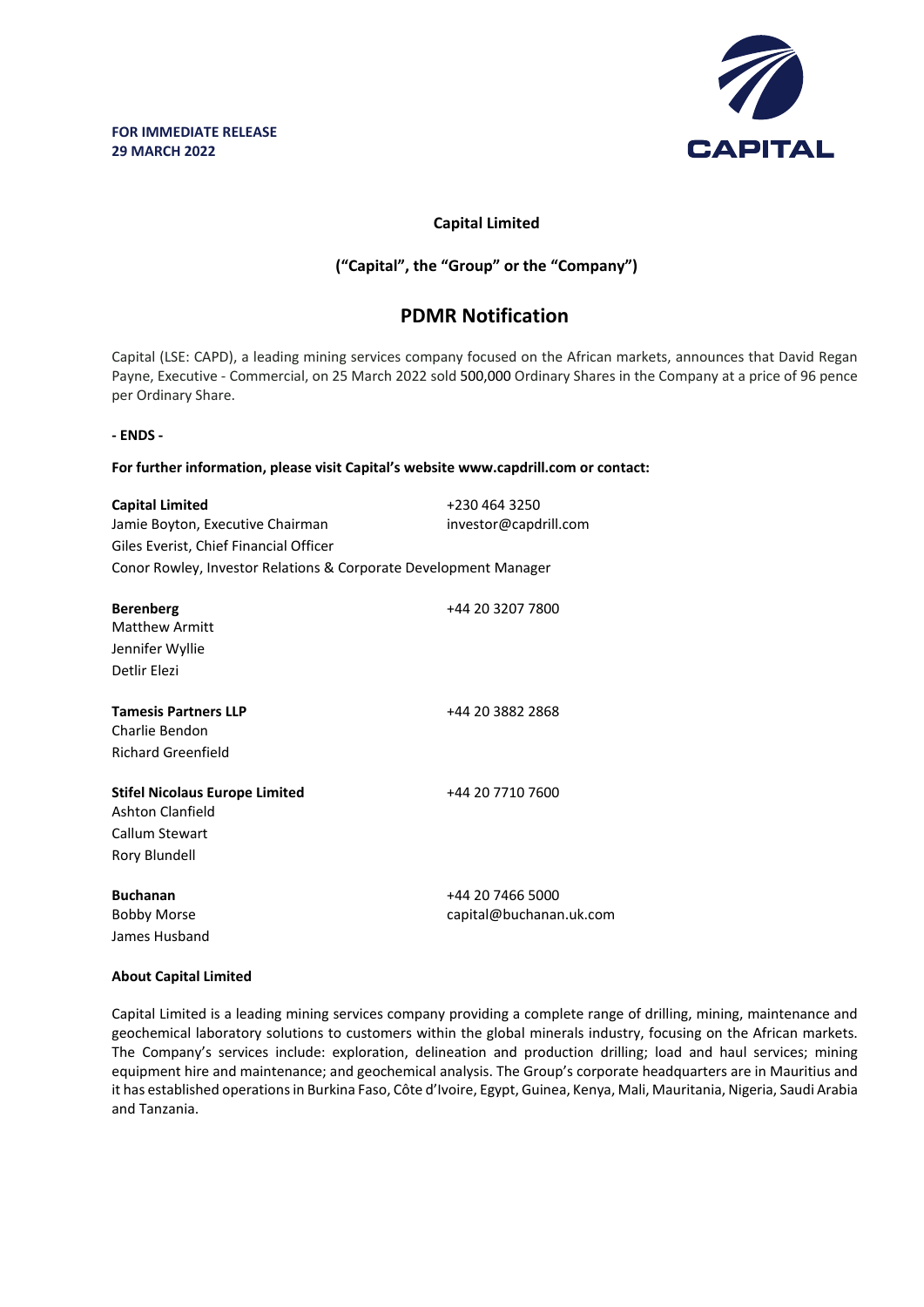**FOR IMMEDIATE RELEASE**
**29 MARCH 2022**

CAPITAL

**Capital Limited**

**(“Capital”, the “Group” or the “Company”)**

# PDMR Notification

Capital (LSE: CAPD), a leading mining services company focused on the African markets, announces that David Regan Payne, Executive - Commercial, on 25 March 2022 sold 500,000 Ordinary Shares in the Company at a price of 96 pence per Ordinary Share.

**- ENDS -**

**For further information, please visit Capital’s website www.capdrill.com or contact:**

**Capital Limited** +230 464 3250
Jamie Boyton, Executive Chairman investor@capdrill.com
Giles Everist, Chief Financial Officer
Conor Rowley, Investor Relations & Corporate Development Manager

**Berenberg** +44 20 3207 7800
Matthew Armitt
Jennifer Wyllie
Detlir Elezi

**Tamesis Partners LLP** +44 20 3882 2868
Charlie Bendon
Richard Greenfield

**Stifel Nicolaus Europe Limited** +44 20 7710 7600
Ashton Clanfield
Callum Stewart
Rory Blundell

**Buchanan** +44 20 7466 5000
Bobby Morse capital@buchanan.uk.com
James Husband

**About Capital Limited**

Capital Limited is a leading mining services company providing a complete range of drilling, mining, maintenance and geochemical laboratory solutions to customers within the global minerals industry, focusing on the African markets. The Company’s services include: exploration, delineation and production drilling; load and haul services; mining equipment hire and maintenance; and geochemical analysis. The Group’s corporate headquarters are in Mauritius and it has established operations in Burkina Faso, Côte d’Ivoire, Egypt, Guinea, Kenya, Mali, Mauritania, Nigeria, Saudi Arabia and Tanzania.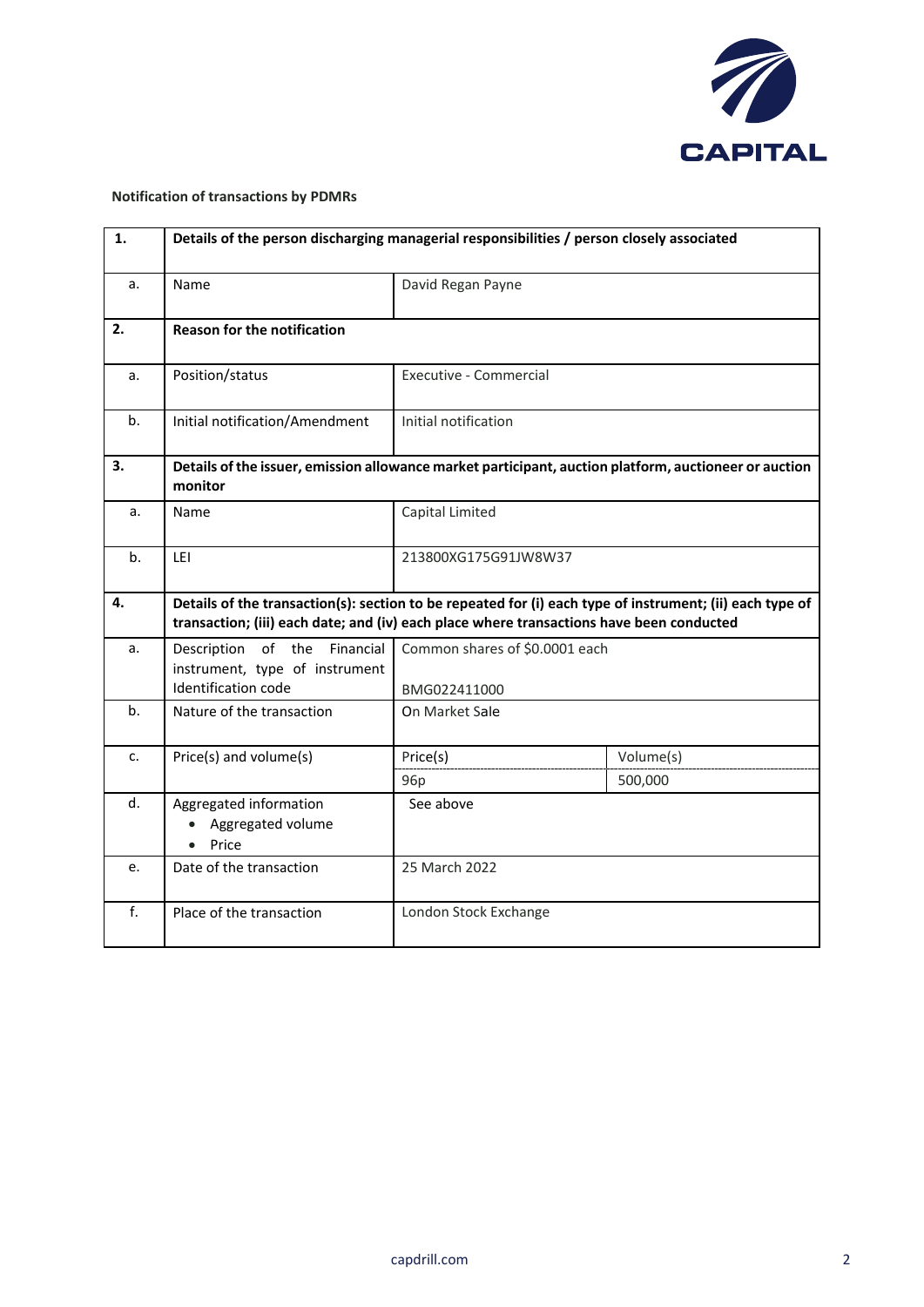**Notification of transactions by PDMRs**

| | | | |
|---|---|---|---|
| **1.** | **Details of the person discharging managerial responsibilities / person closely associated** | | |
| a. | Name | David Regan Payne | |
| **2.** | **Reason for the notification** | | |
| a. | Position/status | Executive - Commercial | |
| b. | Initial notification/Amendment | Initial notification | |
| **3.** | **Details of the issuer, emission allowance market participant, auction platform, auctioneer or auction monitor** | | |
| a. | Name | Capital Limited | |
| b. | LEI | 213800XG175G91JW8W37 | |
| **4.** | **Details of the transaction(s): section to be repeated for (i) each type of instrument; (ii) each type of transaction; (iii) each date; and (iv) each place where transactions have been conducted** | | |
| a. | Description of the Financial instrument, type of instrument Identification code | Common shares of $0.0001 each BMG022411000 | |
| b. | Nature of the transaction | On Market Sale | |
| c. | Price(s) and volume(s) | Price(s) | Volume(s) |
| | | 96p | 500,000 |
| d. | Aggregated information • Aggregated volume • Price | See above | |
| e. | Date of the transaction | 25 March 2022 | |
| f. | Place of the transaction | London Stock Exchange | |

capdrill.com